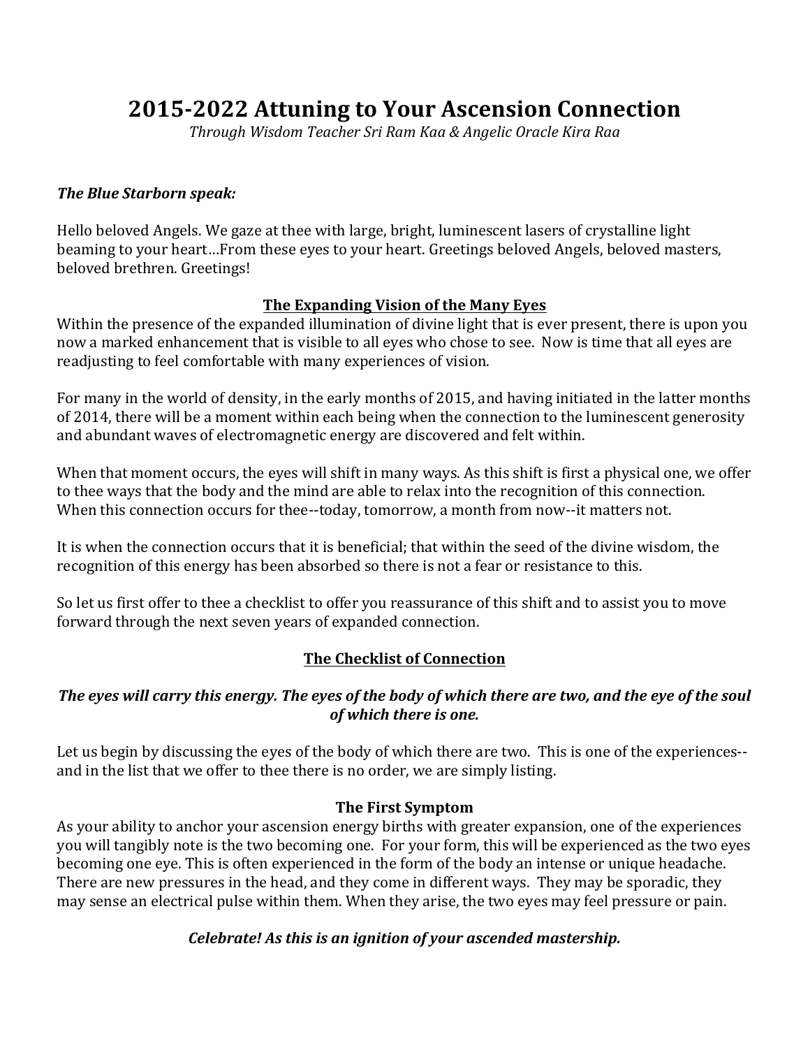# 2015-2022 Attuning to Your Ascension Connection

*Through Wisdom Teacher Sri Ram Kaa & Angelic Oracle Kira Raa*

***The Blue Starborn speak:***

Hello beloved Angels. We gaze at thee with large, bright, luminescent lasers of crystalline light beaming to your heart…From these eyes to your heart. Greetings beloved Angels, beloved masters, beloved brethren. Greetings!

## The Expanding Vision of the Many Eyes

Within the presence of the expanded illumination of divine light that is ever present, there is upon you now a marked enhancement that is visible to all eyes who chose to see. Now is time that all eyes are readjusting to feel comfortable with many experiences of vision.

For many in the world of density, in the early months of 2015, and having initiated in the latter months of 2014, there will be a moment within each being when the connection to the luminescent generosity and abundant waves of electromagnetic energy are discovered and felt within.

When that moment occurs, the eyes will shift in many ways. As this shift is first a physical one, we offer to thee ways that the body and the mind are able to relax into the recognition of this connection. When this connection occurs for thee--today, tomorrow, a month from now--it matters not.

It is when the connection occurs that it is beneficial; that within the seed of the divine wisdom, the recognition of this energy has been absorbed so there is not a fear or resistance to this.

So let us first offer to thee a checklist to offer you reassurance of this shift and to assist you to move forward through the next seven years of expanded connection.

## The Checklist of Connection

***The eyes will carry this energy. The eyes of the body of which there are two, and the eye of the soul of which there is one.***

Let us begin by discussing the eyes of the body of which there are two. This is one of the experiences--and in the list that we offer to thee there is no order, we are simply listing.

### The First Symptom

As your ability to anchor your ascension energy births with greater expansion, one of the experiences you will tangibly note is the two becoming one. For your form, this will be experienced as the two eyes becoming one eye. This is often experienced in the form of the body an intense or unique headache. There are new pressures in the head, and they come in different ways. They may be sporadic, they may sense an electrical pulse within them. When they arise, the two eyes may feel pressure or pain.

***Celebrate! As this is an ignition of your ascended mastership.***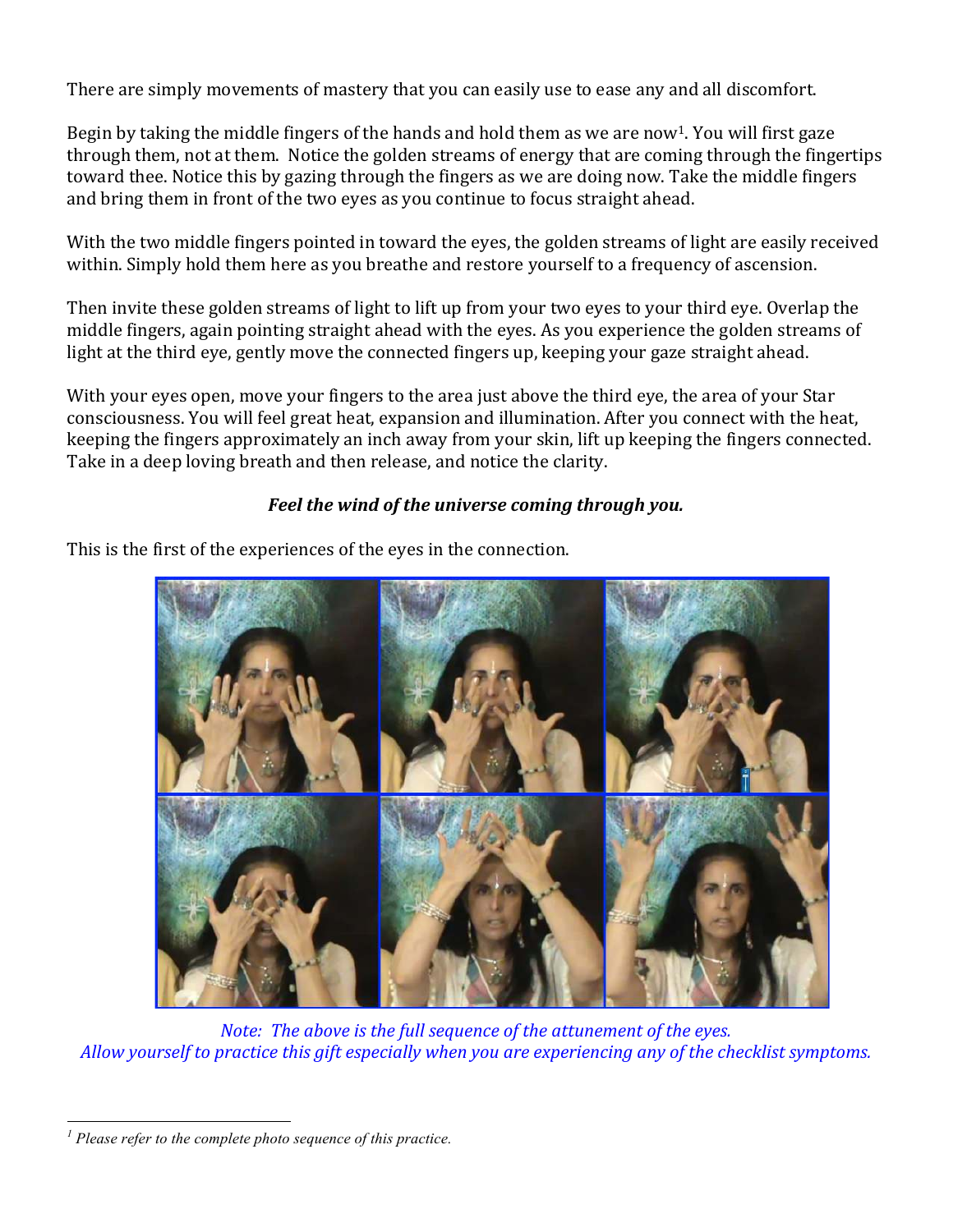There are simply movements of mastery that you can easily use to ease any and all discomfort.

Begin by taking the middle fingers of the hands and hold them as we are now[1]. You will first gaze through them, not at them. Notice the golden streams of energy that are coming through the fingertips toward thee. Notice this by gazing through the fingers as we are doing now. Take the middle fingers and bring them in front of the two eyes as you continue to focus straight ahead.

With the two middle fingers pointed in toward the eyes, the golden streams of light are easily received within. Simply hold them here as you breathe and restore yourself to a frequency of ascension.

Then invite these golden streams of light to lift up from your two eyes to your third eye. Overlap the middle fingers, again pointing straight ahead with the eyes. As you experience the golden streams of light at the third eye, gently move the connected fingers up, keeping your gaze straight ahead.

With your eyes open, move your fingers to the area just above the third eye, the area of your Star consciousness. You will feel great heat, expansion and illumination. After you connect with the heat, keeping the fingers approximately an inch away from your skin, lift up keeping the fingers connected. Take in a deep loving breath and then release, and notice the clarity.

***Feel the wind of the universe coming through you.***

This is the first of the experiences of the eyes in the connection.

*Note: The above is the full sequence of the attunement of the eyes.*
*Allow yourself to practice this gift especially when you are experiencing any of the checklist symptoms.*

---

[1] *Please refer to the complete photo sequence of this practice.*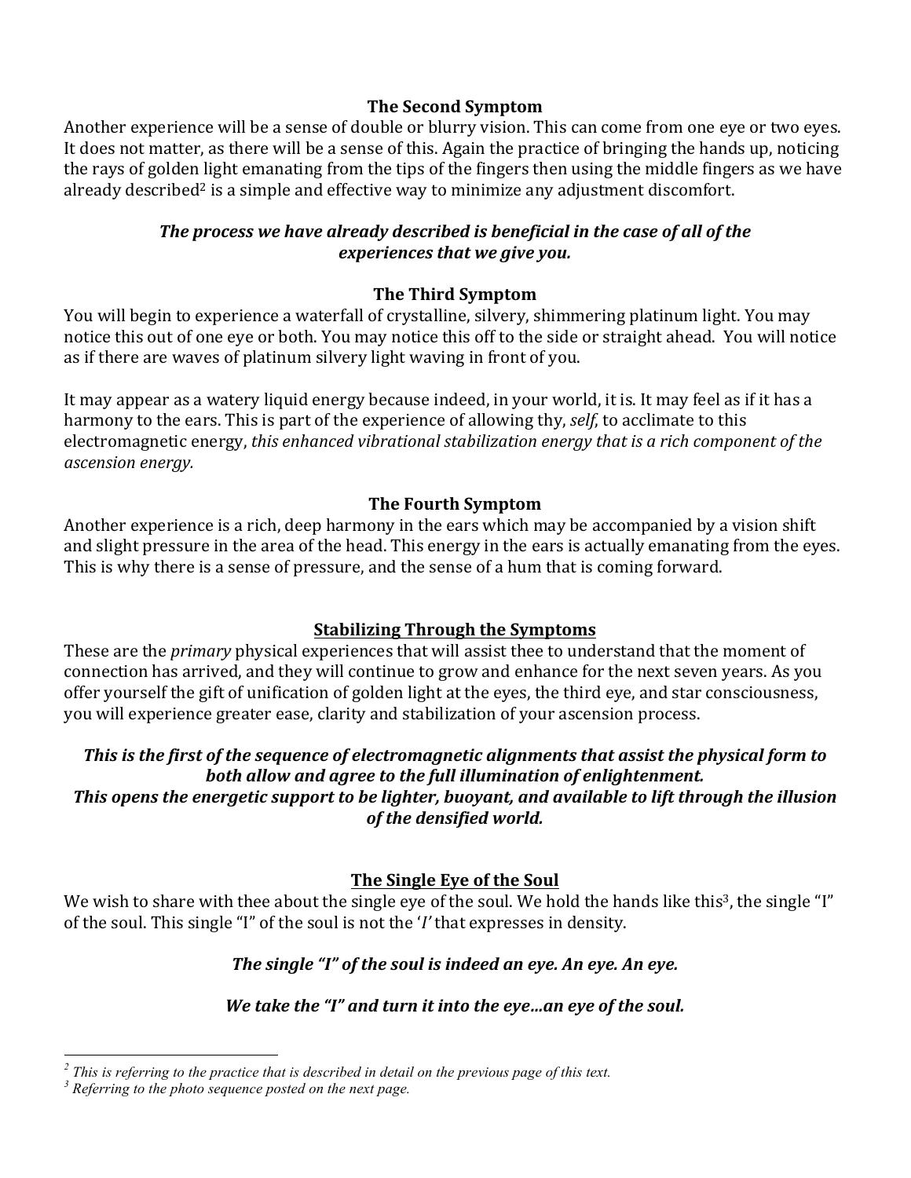### The Second Symptom

Another experience will be a sense of double or blurry vision. This can come from one eye or two eyes. It does not matter, as there will be a sense of this. Again the practice of bringing the hands up, noticing the rays of golden light emanating from the tips of the fingers then using the middle fingers as we have already described[2] is a simple and effective way to minimize any adjustment discomfort.

***The process we have already described is beneficial in the case of all of the experiences that we give you.***

### The Third Symptom

You will begin to experience a waterfall of crystalline, silvery, shimmering platinum light. You may notice this out of one eye or both. You may notice this off to the side or straight ahead. You will notice as if there are waves of platinum silvery light waving in front of you.

It may appear as a watery liquid energy because indeed, in your world, it is. It may feel as if it has a harmony to the ears. This is part of the experience of allowing thy, *self*, to acclimate to this electromagnetic energy, *this enhanced vibrational stabilization energy that is a rich component of the ascension energy.*

### The Fourth Symptom

Another experience is a rich, deep harmony in the ears which may be accompanied by a vision shift and slight pressure in the area of the head. This energy in the ears is actually emanating from the eyes. This is why there is a sense of pressure, and the sense of a hum that is coming forward.

## Stabilizing Through the Symptoms

These are the *primary* physical experiences that will assist thee to understand that the moment of connection has arrived, and they will continue to grow and enhance for the next seven years. As you offer yourself the gift of unification of golden light at the eyes, the third eye, and star consciousness, you will experience greater ease, clarity and stabilization of your ascension process.

***This is the first of the sequence of electromagnetic alignments that assist the physical form to both allow and agree to the full illumination of enlightenment.***
***This opens the energetic support to be lighter, buoyant, and available to lift through the illusion of the densified world.***

## The Single Eye of the Soul

We wish to share with thee about the single eye of the soul. We hold the hands like this[3], the single "I" of the soul. This single "I" of the soul is not the '*I*' that expresses in density.

***The single "I" of the soul is indeed an eye. An eye. An eye.***

***We take the "I" and turn it into the eye…an eye of the soul.***

---

[2] *This is referring to the practice that is described in detail on the previous page of this text.*

[3] *Referring to the photo sequence posted on the next page.*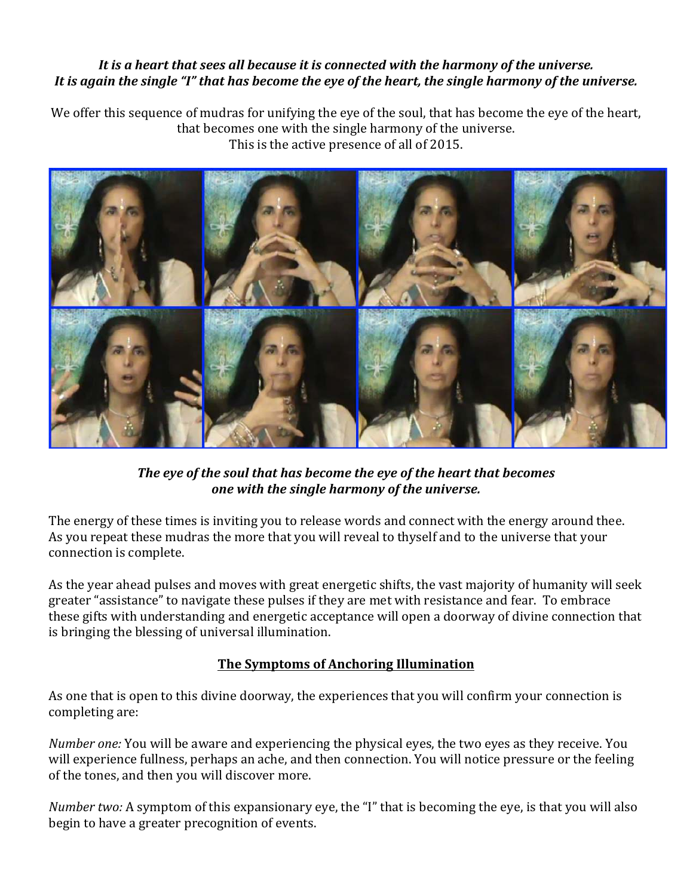***It is a heart that sees all because it is connected with the harmony of the universe. It is again the single "I" that has become the eye of the heart, the single harmony of the universe.***

We offer this sequence of mudras for unifying the eye of the soul, that has become the eye of the heart, that becomes one with the single harmony of the universe.
This is the active presence of all of 2015.

***The eye of the soul that has become the eye of the heart that becomes one with the single harmony of the universe.***

The energy of these times is inviting you to release words and connect with the energy around thee. As you repeat these mudras the more that you will reveal to thyself and to the universe that your connection is complete.

As the year ahead pulses and moves with great energetic shifts, the vast majority of humanity will seek greater "assistance" to navigate these pulses if they are met with resistance and fear. To embrace these gifts with understanding and energetic acceptance will open a doorway of divine connection that is bringing the blessing of universal illumination.

## The Symptoms of Anchoring Illumination

As one that is open to this divine doorway, the experiences that you will confirm your connection is completing are:

*Number one:* You will be aware and experiencing the physical eyes, the two eyes as they receive. You will experience fullness, perhaps an ache, and then connection. You will notice pressure or the feeling of the tones, and then you will discover more.

*Number two:* A symptom of this expansionary eye, the "I" that is becoming the eye, is that you will also begin to have a greater precognition of events.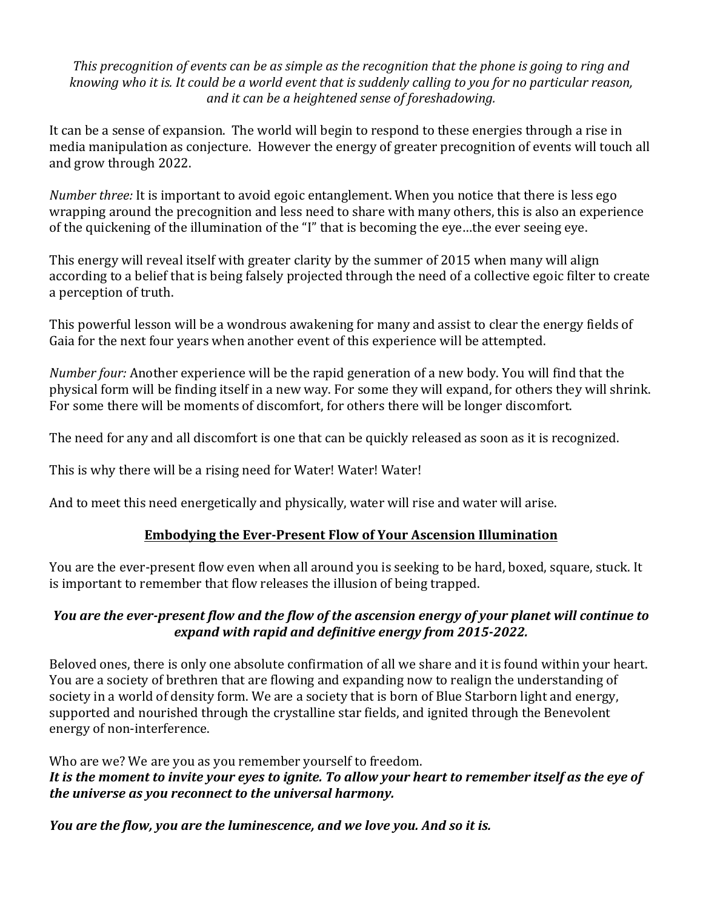*This precognition of events can be as simple as the recognition that the phone is going to ring and knowing who it is. It could be a world event that is suddenly calling to you for no particular reason, and it can be a heightened sense of foreshadowing.*

It can be a sense of expansion. The world will begin to respond to these energies through a rise in media manipulation as conjecture. However the energy of greater precognition of events will touch all and grow through 2022.

*Number three:* It is important to avoid egoic entanglement. When you notice that there is less ego wrapping around the precognition and less need to share with many others, this is also an experience of the quickening of the illumination of the "I" that is becoming the eye…the ever seeing eye.

This energy will reveal itself with greater clarity by the summer of 2015 when many will align according to a belief that is being falsely projected through the need of a collective egoic filter to create a perception of truth.

This powerful lesson will be a wondrous awakening for many and assist to clear the energy fields of Gaia for the next four years when another event of this experience will be attempted.

*Number four:* Another experience will be the rapid generation of a new body. You will find that the physical form will be finding itself in a new way. For some they will expand, for others they will shrink. For some there will be moments of discomfort, for others there will be longer discomfort.

The need for any and all discomfort is one that can be quickly released as soon as it is recognized.

This is why there will be a rising need for Water! Water! Water!

And to meet this need energetically and physically, water will rise and water will arise.

## <u>Embodying the Ever-Present Flow of Your Ascension Illumination</u>

You are the ever-present flow even when all around you is seeking to be hard, boxed, square, stuck. It is important to remember that flow releases the illusion of being trapped.

***You are the ever-present flow and the flow of the ascension energy of your planet will continue to expand with rapid and definitive energy from 2015-2022.***

Beloved ones, there is only one absolute confirmation of all we share and it is found within your heart. You are a society of brethren that are flowing and expanding now to realign the understanding of society in a world of density form. We are a society that is born of Blue Starborn light and energy, supported and nourished through the crystalline star fields, and ignited through the Benevolent energy of non-interference.

Who are we? We are you as you remember yourself to freedom.
***It is the moment to invite your eyes to ignite. To allow your heart to remember itself as the eye of the universe as you reconnect to the universal harmony.***

***You are the flow, you are the luminescence, and we love you. And so it is.***